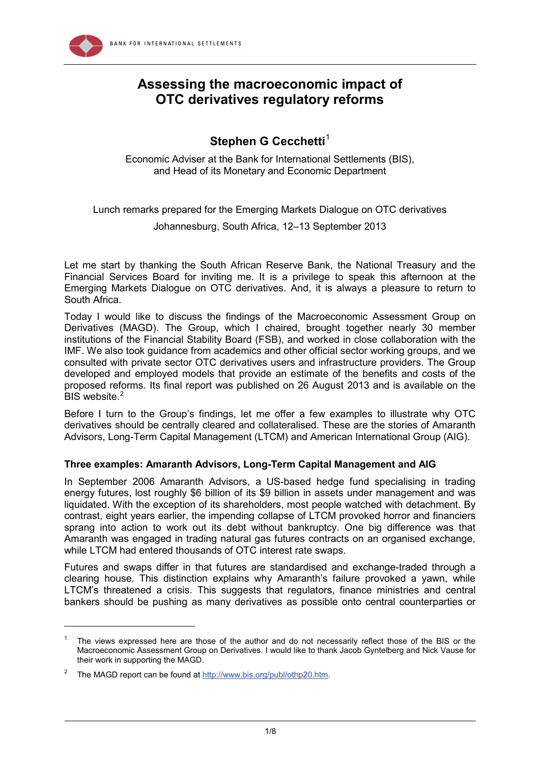# Assessing the macroeconomic impact of OTC derivatives regulatory reforms

## Stephen G Cecchetti[1]

Economic Adviser at the Bank for International Settlements (BIS), and Head of its Monetary and Economic Department

Lunch remarks prepared for the Emerging Markets Dialogue on OTC derivatives

Johannesburg, South Africa, 12–13 September 2013

Let me start by thanking the South African Reserve Bank, the National Treasury and the Financial Services Board for inviting me. It is a privilege to speak this afternoon at the Emerging Markets Dialogue on OTC derivatives. And, it is always a pleasure to return to South Africa.

Today I would like to discuss the findings of the Macroeconomic Assessment Group on Derivatives (MAGD). The Group, which I chaired, brought together nearly 30 member institutions of the Financial Stability Board (FSB), and worked in close collaboration with the IMF. We also took guidance from academics and other official sector working groups, and we consulted with private sector OTC derivatives users and infrastructure providers. The Group developed and employed models that provide an estimate of the benefits and costs of the proposed reforms. Its final report was published on 26 August 2013 and is available on the BIS website.[2]

Before I turn to the Group's findings, let me offer a few examples to illustrate why OTC derivatives should be centrally cleared and collateralised. These are the stories of Amaranth Advisors, Long-Term Capital Management (LTCM) and American International Group (AIG).

### Three examples: Amaranth Advisors, Long-Term Capital Management and AIG

In September 2006 Amaranth Advisors, a US-based hedge fund specialising in trading energy futures, lost roughly $6 billion of its $9 billion in assets under management and was liquidated. With the exception of its shareholders, most people watched with detachment. By contrast, eight years earlier, the impending collapse of LTCM provoked horror and financiers sprang into action to work out its debt without bankruptcy. One big difference was that Amaranth was engaged in trading natural gas futures contracts on an organised exchange, while LTCM had entered thousands of OTC interest rate swaps.

Futures and swaps differ in that futures are standardised and exchange-traded through a clearing house. This distinction explains why Amaranth's failure provoked a yawn, while LTCM's threatened a crisis. This suggests that regulators, finance ministries and central bankers should be pushing as many derivatives as possible onto central counterparties or

---

[1] The views expressed here are those of the author and do not necessarily reflect those of the BIS or the Macroeconomic Assessment Group on Derivatives. I would like to thank Jacob Gyntelberg and Nick Vause for their work in supporting the MAGD.

[2] The MAGD report can be found at http://www.bis.org/publ/othp20.htm.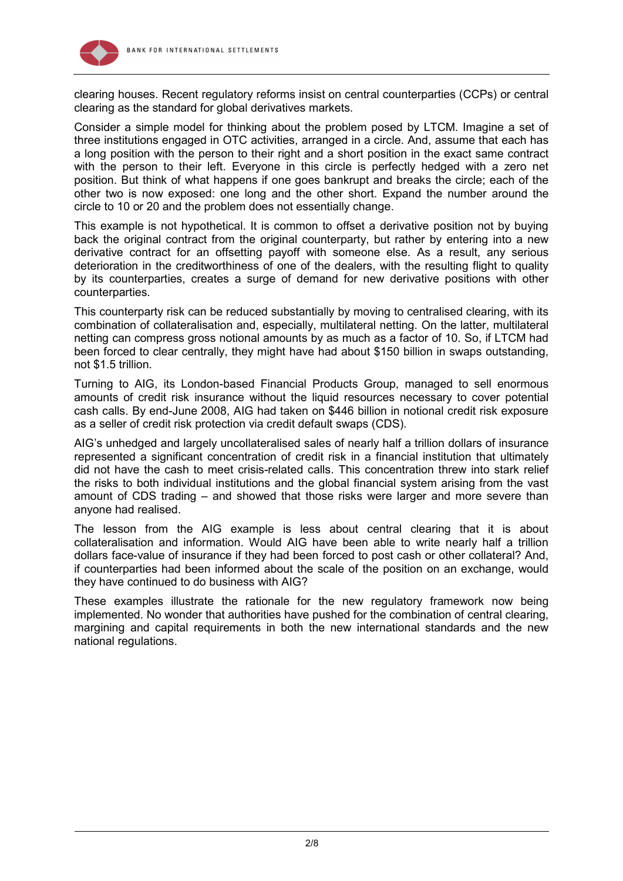clearing houses. Recent regulatory reforms insist on central counterparties (CCPs) or central clearing as the standard for global derivatives markets.

Consider a simple model for thinking about the problem posed by LTCM. Imagine a set of three institutions engaged in OTC activities, arranged in a circle. And, assume that each has a long position with the person to their right and a short position in the exact same contract with the person to their left. Everyone in this circle is perfectly hedged with a zero net position. But think of what happens if one goes bankrupt and breaks the circle; each of the other two is now exposed: one long and the other short. Expand the number around the circle to 10 or 20 and the problem does not essentially change.

This example is not hypothetical. It is common to offset a derivative position not by buying back the original contract from the original counterparty, but rather by entering into a new derivative contract for an offsetting payoff with someone else. As a result, any serious deterioration in the creditworthiness of one of the dealers, with the resulting flight to quality by its counterparties, creates a surge of demand for new derivative positions with other counterparties.

This counterparty risk can be reduced substantially by moving to centralised clearing, with its combination of collateralisation and, especially, multilateral netting. On the latter, multilateral netting can compress gross notional amounts by as much as a factor of 10. So, if LTCM had been forced to clear centrally, they might have had about $150 billion in swaps outstanding, not $1.5 trillion.

Turning to AIG, its London-based Financial Products Group, managed to sell enormous amounts of credit risk insurance without the liquid resources necessary to cover potential cash calls. By end-June 2008, AIG had taken on $446 billion in notional credit risk exposure as a seller of credit risk protection via credit default swaps (CDS).

AIG's unhedged and largely uncollateralised sales of nearly half a trillion dollars of insurance represented a significant concentration of credit risk in a financial institution that ultimately did not have the cash to meet crisis-related calls. This concentration threw into stark relief the risks to both individual institutions and the global financial system arising from the vast amount of CDS trading – and showed that those risks were larger and more severe than anyone had realised.

The lesson from the AIG example is less about central clearing that it is about collateralisation and information. Would AIG have been able to write nearly half a trillion dollars face-value of insurance if they had been forced to post cash or other collateral? And, if counterparties had been informed about the scale of the position on an exchange, would they have continued to do business with AIG?

These examples illustrate the rationale for the new regulatory framework now being implemented. No wonder that authorities have pushed for the combination of central clearing, margining and capital requirements in both the new international standards and the new national regulations.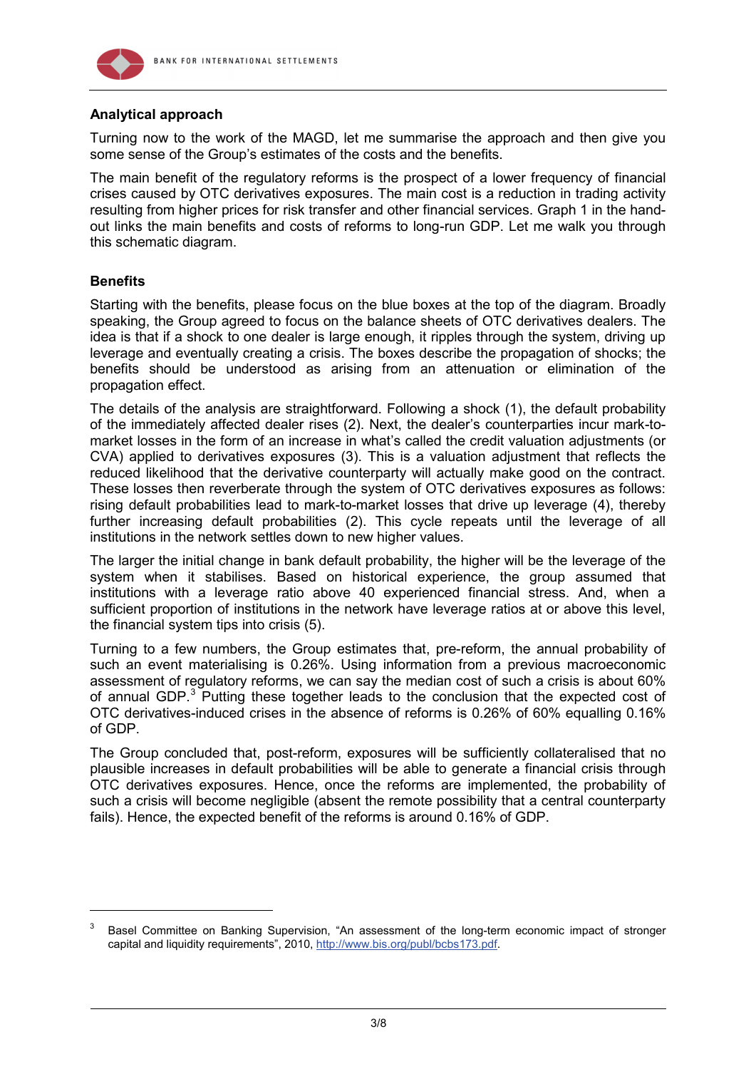## Analytical approach

Turning now to the work of the MAGD, let me summarise the approach and then give you some sense of the Group's estimates of the costs and the benefits.

The main benefit of the regulatory reforms is the prospect of a lower frequency of financial crises caused by OTC derivatives exposures. The main cost is a reduction in trading activity resulting from higher prices for risk transfer and other financial services. Graph 1 in the hand-out links the main benefits and costs of reforms to long-run GDP. Let me walk you through this schematic diagram.

## Benefits

Starting with the benefits, please focus on the blue boxes at the top of the diagram. Broadly speaking, the Group agreed to focus on the balance sheets of OTC derivatives dealers. The idea is that if a shock to one dealer is large enough, it ripples through the system, driving up leverage and eventually creating a crisis. The boxes describe the propagation of shocks; the benefits should be understood as arising from an attenuation or elimination of the propagation effect.

The details of the analysis are straightforward. Following a shock (1), the default probability of the immediately affected dealer rises (2). Next, the dealer's counterparties incur mark-to-market losses in the form of an increase in what's called the credit valuation adjustments (or CVA) applied to derivatives exposures (3). This is a valuation adjustment that reflects the reduced likelihood that the derivative counterparty will actually make good on the contract. These losses then reverberate through the system of OTC derivatives exposures as follows: rising default probabilities lead to mark-to-market losses that drive up leverage (4), thereby further increasing default probabilities (2). This cycle repeats until the leverage of all institutions in the network settles down to new higher values.

The larger the initial change in bank default probability, the higher will be the leverage of the system when it stabilises. Based on historical experience, the group assumed that institutions with a leverage ratio above 40 experienced financial stress. And, when a sufficient proportion of institutions in the network have leverage ratios at or above this level, the financial system tips into crisis (5).

Turning to a few numbers, the Group estimates that, pre-reform, the annual probability of such an event materialising is 0.26%. Using information from a previous macroeconomic assessment of regulatory reforms, we can say the median cost of such a crisis is about 60% of annual GDP.[3] Putting these together leads to the conclusion that the expected cost of OTC derivatives-induced crises in the absence of reforms is 0.26% of 60% equalling 0.16% of GDP.

The Group concluded that, post-reform, exposures will be sufficiently collateralised that no plausible increases in default probabilities will be able to generate a financial crisis through OTC derivatives exposures. Hence, once the reforms are implemented, the probability of such a crisis will become negligible (absent the remote possibility that a central counterparty fails). Hence, the expected benefit of the reforms is around 0.16% of GDP.

---

[3] Basel Committee on Banking Supervision, "An assessment of the long-term economic impact of stronger capital and liquidity requirements", 2010, http://www.bis.org/publ/bcbs173.pdf.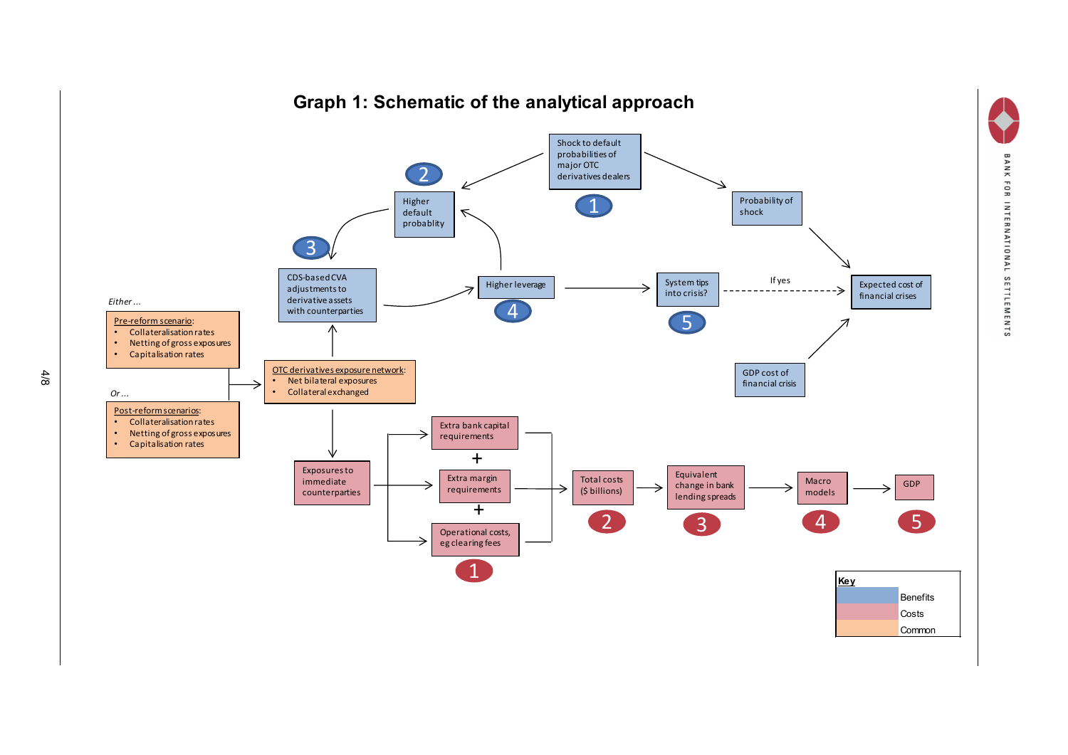# Graph 1: Schematic of the analytical approach

*Either ...*

**Pre-reform scenario:**
- Collateralisation rates
- Netting of gross exposures
- Capitalisation rates

*Or ...*

**Post-reform scenarios:**
- Collateralisation rates
- Netting of gross exposures
- Capitalisation rates

**OTC derivatives exposure network:**
- Net bilateral exposures
- Collateral exchanged

Shock to default probabilities of major OTC derivatives dealers (1)

Higher default probablity (2)

CDS-based CVA adjustments to derivative assets with counterparties (3)

Higher leverage (4)

System tips into crisis? (5)

If yes

Probability of shock

Expected cost of financial crises

GDP cost of financial crisis

Exposures to immediate counterparties

Extra bank capital requirements + Extra margin requirements + Operational costs, eg clearing fees (1)

Total costs ($ billions) (2)

Equivalent change in bank lending spreads (3)

Macro models (4)

GDP (5)

| Key |
|---|
| Benefits |
| Costs |
| Common |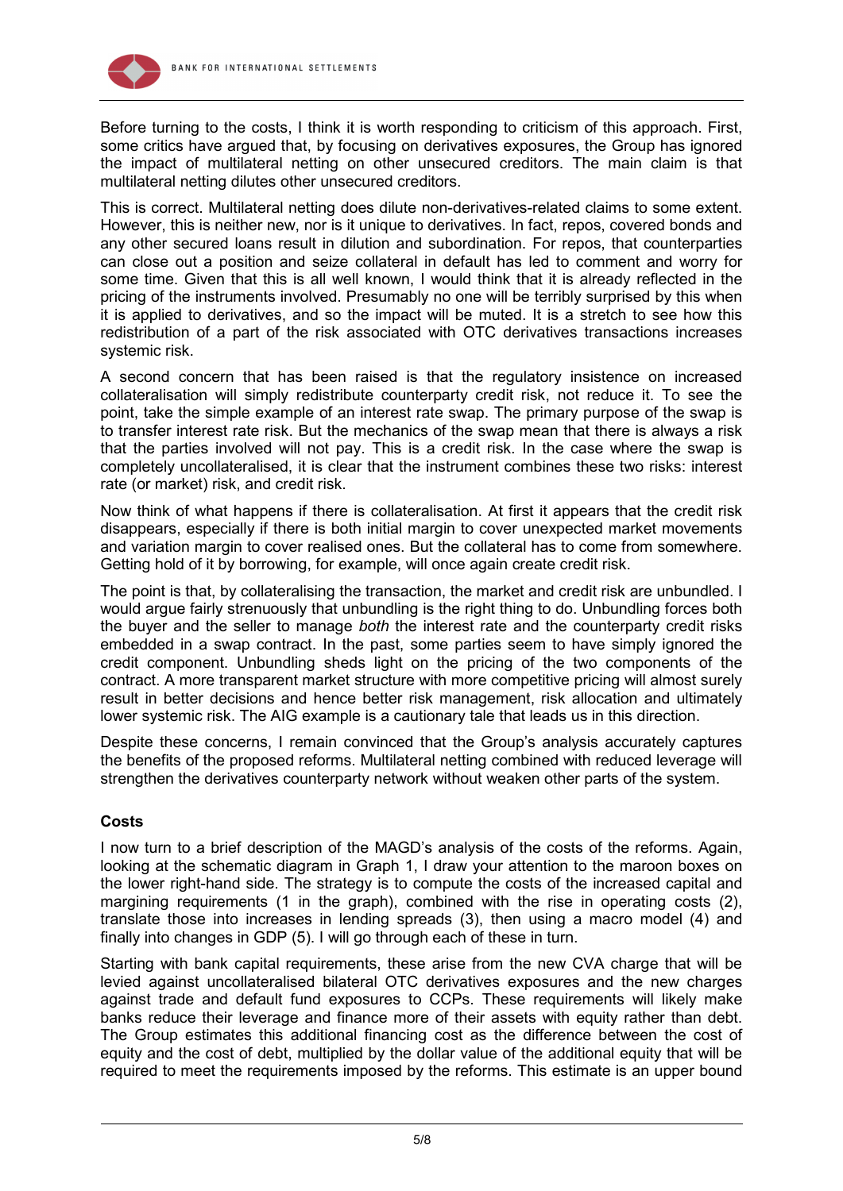Before turning to the costs, I think it is worth responding to criticism of this approach. First, some critics have argued that, by focusing on derivatives exposures, the Group has ignored the impact of multilateral netting on other unsecured creditors. The main claim is that multilateral netting dilutes other unsecured creditors.

This is correct. Multilateral netting does dilute non-derivatives-related claims to some extent. However, this is neither new, nor is it unique to derivatives. In fact, repos, covered bonds and any other secured loans result in dilution and subordination. For repos, that counterparties can close out a position and seize collateral in default has led to comment and worry for some time. Given that this is all well known, I would think that it is already reflected in the pricing of the instruments involved. Presumably no one will be terribly surprised by this when it is applied to derivatives, and so the impact will be muted. It is a stretch to see how this redistribution of a part of the risk associated with OTC derivatives transactions increases systemic risk.

A second concern that has been raised is that the regulatory insistence on increased collateralisation will simply redistribute counterparty credit risk, not reduce it. To see the point, take the simple example of an interest rate swap. The primary purpose of the swap is to transfer interest rate risk. But the mechanics of the swap mean that there is always a risk that the parties involved will not pay. This is a credit risk. In the case where the swap is completely uncollateralised, it is clear that the instrument combines these two risks: interest rate (or market) risk, and credit risk.

Now think of what happens if there is collateralisation. At first it appears that the credit risk disappears, especially if there is both initial margin to cover unexpected market movements and variation margin to cover realised ones. But the collateral has to come from somewhere. Getting hold of it by borrowing, for example, will once again create credit risk.

The point is that, by collateralising the transaction, the market and credit risk are unbundled. I would argue fairly strenuously that unbundling is the right thing to do. Unbundling forces both the buyer and the seller to manage *both* the interest rate and the counterparty credit risks embedded in a swap contract. In the past, some parties seem to have simply ignored the credit component. Unbundling sheds light on the pricing of the two components of the contract. A more transparent market structure with more competitive pricing will almost surely result in better decisions and hence better risk management, risk allocation and ultimately lower systemic risk. The AIG example is a cautionary tale that leads us in this direction.

Despite these concerns, I remain convinced that the Group's analysis accurately captures the benefits of the proposed reforms. Multilateral netting combined with reduced leverage will strengthen the derivatives counterparty network without weaken other parts of the system.

**Costs**

I now turn to a brief description of the MAGD's analysis of the costs of the reforms. Again, looking at the schematic diagram in Graph 1, I draw your attention to the maroon boxes on the lower right-hand side. The strategy is to compute the costs of the increased capital and margining requirements (1 in the graph), combined with the rise in operating costs (2), translate those into increases in lending spreads (3), then using a macro model (4) and finally into changes in GDP (5). I will go through each of these in turn.

Starting with bank capital requirements, these arise from the new CVA charge that will be levied against uncollateralised bilateral OTC derivatives exposures and the new charges against trade and default fund exposures to CCPs. These requirements will likely make banks reduce their leverage and finance more of their assets with equity rather than debt. The Group estimates this additional financing cost as the difference between the cost of equity and the cost of debt, multiplied by the dollar value of the additional equity that will be required to meet the requirements imposed by the reforms. This estimate is an upper bound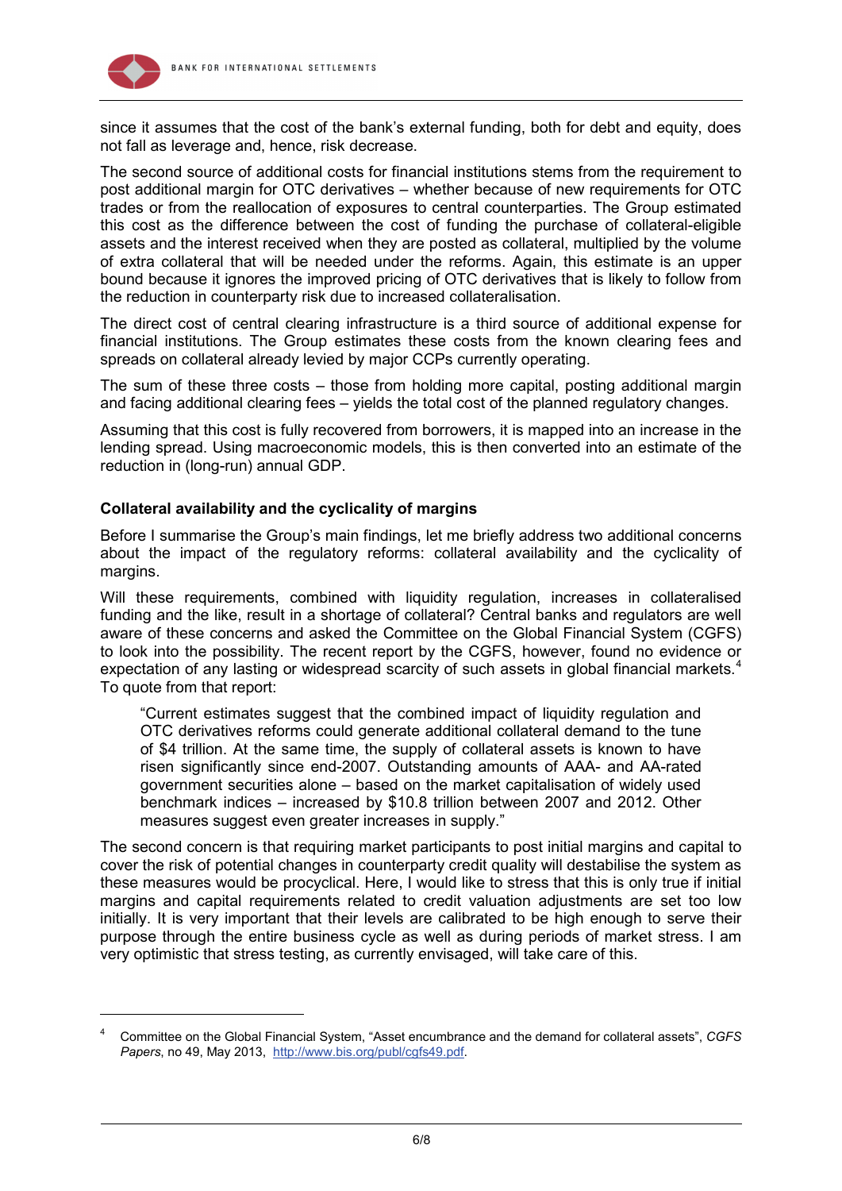since it assumes that the cost of the bank's external funding, both for debt and equity, does not fall as leverage and, hence, risk decrease.

The second source of additional costs for financial institutions stems from the requirement to post additional margin for OTC derivatives – whether because of new requirements for OTC trades or from the reallocation of exposures to central counterparties. The Group estimated this cost as the difference between the cost of funding the purchase of collateral-eligible assets and the interest received when they are posted as collateral, multiplied by the volume of extra collateral that will be needed under the reforms. Again, this estimate is an upper bound because it ignores the improved pricing of OTC derivatives that is likely to follow from the reduction in counterparty risk due to increased collateralisation.

The direct cost of central clearing infrastructure is a third source of additional expense for financial institutions. The Group estimates these costs from the known clearing fees and spreads on collateral already levied by major CCPs currently operating.

The sum of these three costs – those from holding more capital, posting additional margin and facing additional clearing fees – yields the total cost of the planned regulatory changes.

Assuming that this cost is fully recovered from borrowers, it is mapped into an increase in the lending spread. Using macroeconomic models, this is then converted into an estimate of the reduction in (long-run) annual GDP.

### Collateral availability and the cyclicality of margins

Before I summarise the Group's main findings, let me briefly address two additional concerns about the impact of the regulatory reforms: collateral availability and the cyclicality of margins.

Will these requirements, combined with liquidity regulation, increases in collateralised funding and the like, result in a shortage of collateral? Central banks and regulators are well aware of these concerns and asked the Committee on the Global Financial System (CGFS) to look into the possibility. The recent report by the CGFS, however, found no evidence or expectation of any lasting or widespread scarcity of such assets in global financial markets.[4] To quote from that report:

> "Current estimates suggest that the combined impact of liquidity regulation and OTC derivatives reforms could generate additional collateral demand to the tune of $4 trillion. At the same time, the supply of collateral assets is known to have risen significantly since end-2007. Outstanding amounts of AAA- and AA-rated government securities alone – based on the market capitalisation of widely used benchmark indices – increased by $10.8 trillion between 2007 and 2012. Other measures suggest even greater increases in supply."

The second concern is that requiring market participants to post initial margins and capital to cover the risk of potential changes in counterparty credit quality will destabilise the system as these measures would be procyclical. Here, I would like to stress that this is only true if initial margins and capital requirements related to credit valuation adjustments are set too low initially. It is very important that their levels are calibrated to be high enough to serve their purpose through the entire business cycle as well as during periods of market stress. I am very optimistic that stress testing, as currently envisaged, will take care of this.

---

[4] Committee on the Global Financial System, "Asset encumbrance and the demand for collateral assets", *CGFS Papers*, no 49, May 2013, http://www.bis.org/publ/cgfs49.pdf.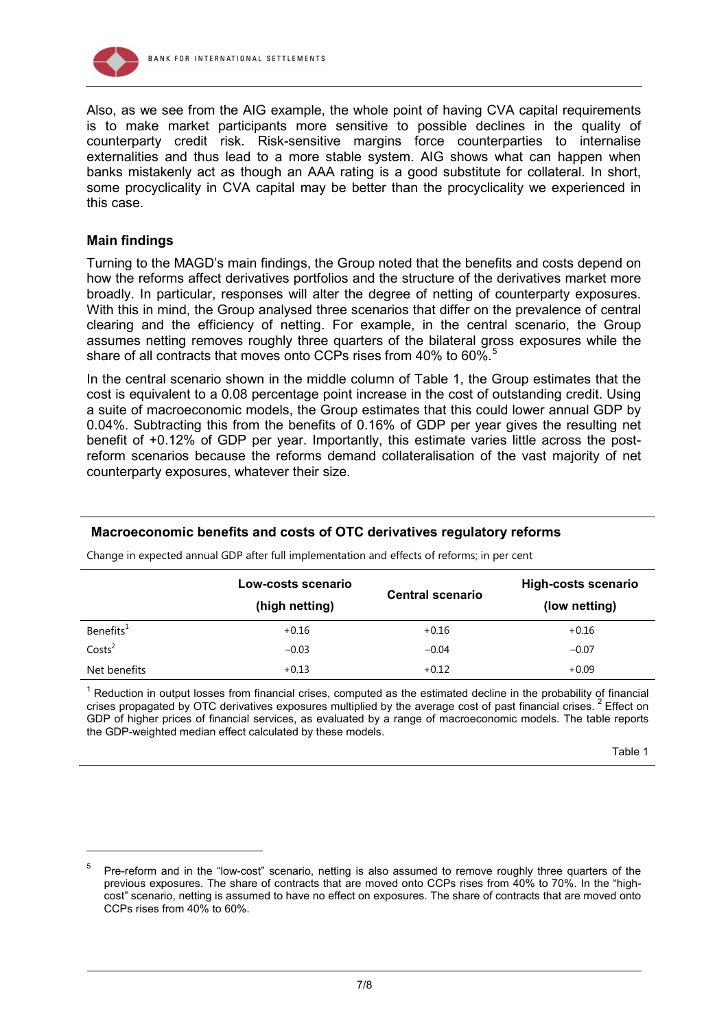Also, as we see from the AIG example, the whole point of having CVA capital requirements is to make market participants more sensitive to possible declines in the quality of counterparty credit risk. Risk-sensitive margins force counterparties to internalise externalities and thus lead to a more stable system. AIG shows what can happen when banks mistakenly act as though an AAA rating is a good substitute for collateral. In short, some procyclicality in CVA capital may be better than the procyclicality we experienced in this case.

### Main findings

Turning to the MAGD's main findings, the Group noted that the benefits and costs depend on how the reforms affect derivatives portfolios and the structure of the derivatives market more broadly. In particular, responses will alter the degree of netting of counterparty exposures. With this in mind, the Group analysed three scenarios that differ on the prevalence of central clearing and the efficiency of netting. For example, in the central scenario, the Group assumes netting removes roughly three quarters of the bilateral gross exposures while the share of all contracts that moves onto CCPs rises from 40% to 60%.[5]

In the central scenario shown in the middle column of Table 1, the Group estimates that the cost is equivalent to a 0.08 percentage point increase in the cost of outstanding credit. Using a suite of macroeconomic models, the Group estimates that this could lower annual GDP by 0.04%. Subtracting this from the benefits of 0.16% of GDP per year gives the resulting net benefit of +0.12% of GDP per year. Importantly, this estimate varies little across the post-reform scenarios because the reforms demand collateralisation of the vast majority of net counterparty exposures, whatever their size.

**Macroeconomic benefits and costs of OTC derivatives regulatory reforms**

Change in expected annual GDP after full implementation and effects of reforms; in per cent

| | Low-costs scenario (high netting) | Central scenario | High-costs scenario (low netting) |
|---|---|---|---|
| Benefits[1] | +0.16 | +0.16 | +0.16 |
| Costs[2] | −0.03 | −0.04 | −0.07 |
| Net benefits | +0.13 | +0.12 | +0.09 |

[1] Reduction in output losses from financial crises, computed as the estimated decline in the probability of financial crises propagated by OTC derivatives exposures multiplied by the average cost of past financial crises. [2] Effect on GDP of higher prices of financial services, as evaluated by a range of macroeconomic models. The table reports the GDP-weighted median effect calculated by these models.

Table 1

[5] Pre-reform and in the "low-cost" scenario, netting is also assumed to remove roughly three quarters of the previous exposures. The share of contracts that are moved onto CCPs rises from 40% to 70%. In the "high-cost" scenario, netting is assumed to have no effect on exposures. The share of contracts that are moved onto CCPs rises from 40% to 60%.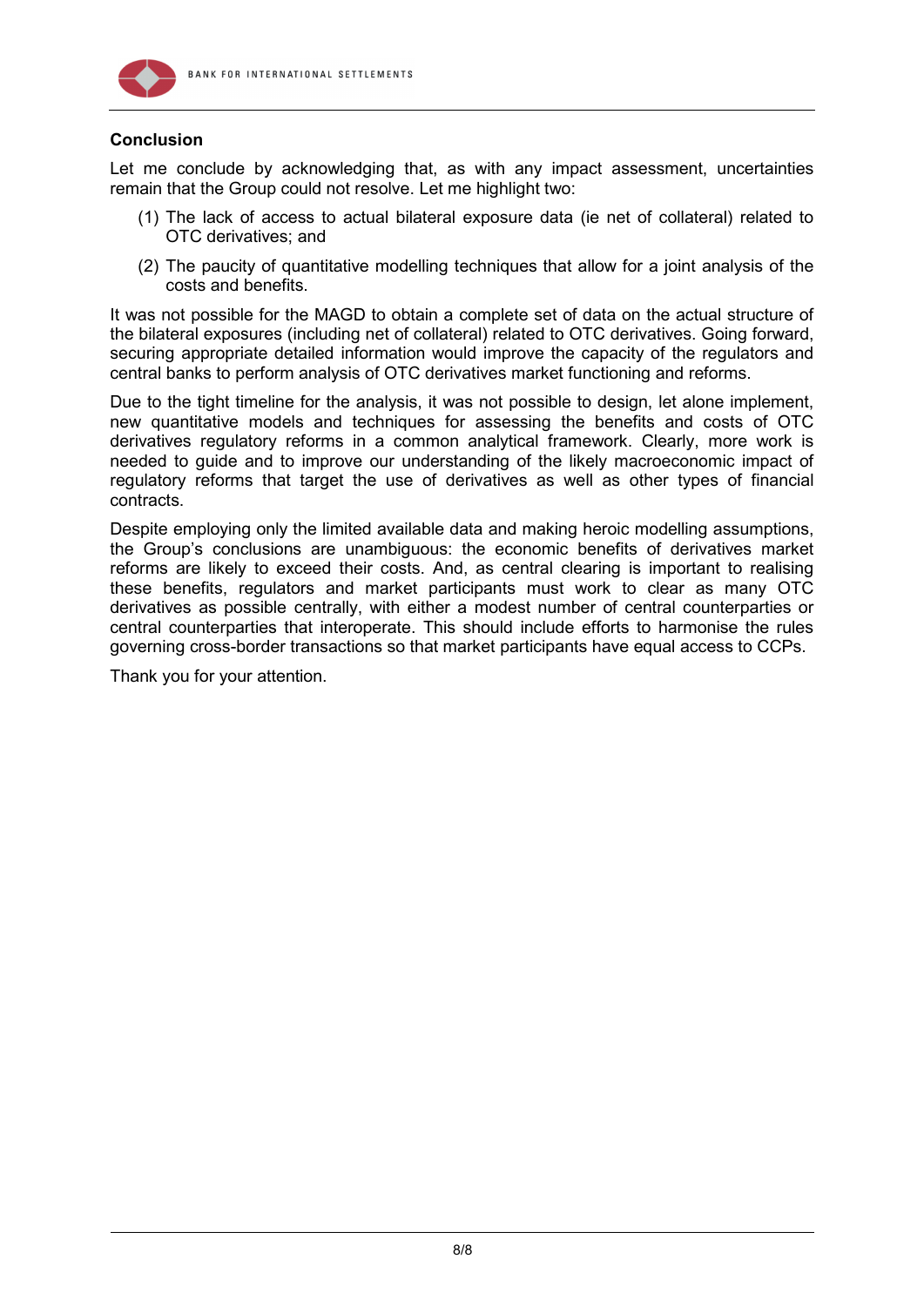**Conclusion**

Let me conclude by acknowledging that, as with any impact assessment, uncertainties remain that the Group could not resolve. Let me highlight two:

(1) The lack of access to actual bilateral exposure data (ie net of collateral) related to OTC derivatives; and

(2) The paucity of quantitative modelling techniques that allow for a joint analysis of the costs and benefits.

It was not possible for the MAGD to obtain a complete set of data on the actual structure of the bilateral exposures (including net of collateral) related to OTC derivatives. Going forward, securing appropriate detailed information would improve the capacity of the regulators and central banks to perform analysis of OTC derivatives market functioning and reforms.

Due to the tight timeline for the analysis, it was not possible to design, let alone implement, new quantitative models and techniques for assessing the benefits and costs of OTC derivatives regulatory reforms in a common analytical framework. Clearly, more work is needed to guide and to improve our understanding of the likely macroeconomic impact of regulatory reforms that target the use of derivatives as well as other types of financial contracts.

Despite employing only the limited available data and making heroic modelling assumptions, the Group's conclusions are unambiguous: the economic benefits of derivatives market reforms are likely to exceed their costs. And, as central clearing is important to realising these benefits, regulators and market participants must work to clear as many OTC derivatives as possible centrally, with either a modest number of central counterparties or central counterparties that interoperate. This should include efforts to harmonise the rules governing cross-border transactions so that market participants have equal access to CCPs.

Thank you for your attention.